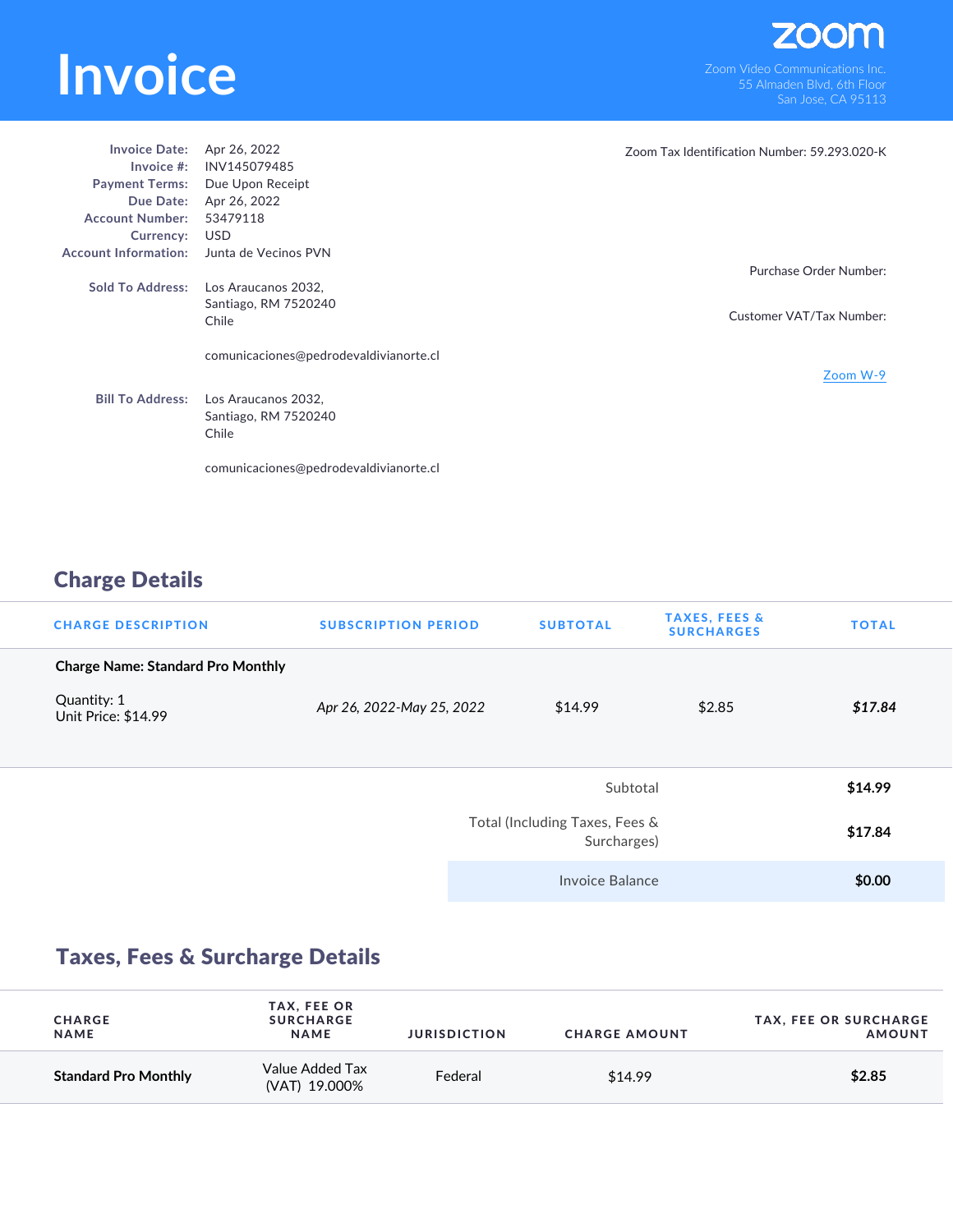# Invoice

**zoom**

Zoom Video Communications Inc.
55 Almaden Blvd, 6th Floor
San Jose, CA 95113

**Invoice Date:** Apr 26, 2022
**Invoice #:** INV145079485
**Payment Terms:** Due Upon Receipt
**Due Date:** Apr 26, 2022
**Account Number:** 53479118
**Currency:** USD
**Account Information:** Junta de Vecinos PVN

**Sold To Address:** Los Araucanos 2032,
Santiago, RM 7520240
Chile

comunicaciones@pedrodevaldivianorte.cl

**Bill To Address:** Los Araucanos 2032,
Santiago, RM 7520240
Chile

comunicaciones@pedrodevaldivianorte.cl

Zoom Tax Identification Number: 59.293.020-K

Purchase Order Number:

Customer VAT/Tax Number:

Zoom W-9

## Charge Details

| CHARGE DESCRIPTION | SUBSCRIPTION PERIOD | SUBTOTAL | TAXES, FEES & SURCHARGES | TOTAL |
|---|---|---|---|---|
| **Charge Name: Standard Pro Monthly**<br>Quantity: 1<br>Unit Price: $14.99 | *Apr 26, 2022-May 25, 2022* | $14.99 | $2.85 | ***$17.84*** |

| | |
|---|---|
| Subtotal | **$14.99** |
| Total (Including Taxes, Fees & Surcharges) | **$17.84** |
| Invoice Balance | **$0.00** |

## Taxes, Fees & Surcharge Details

| CHARGE NAME | TAX, FEE OR SURCHARGE NAME | JURISDICTION | CHARGE AMOUNT | TAX, FEE OR SURCHARGE AMOUNT |
|---|---|---|---|---|
| **Standard Pro Monthly** | Value Added Tax (VAT) 19.000% | Federal | $14.99 | **$2.85** |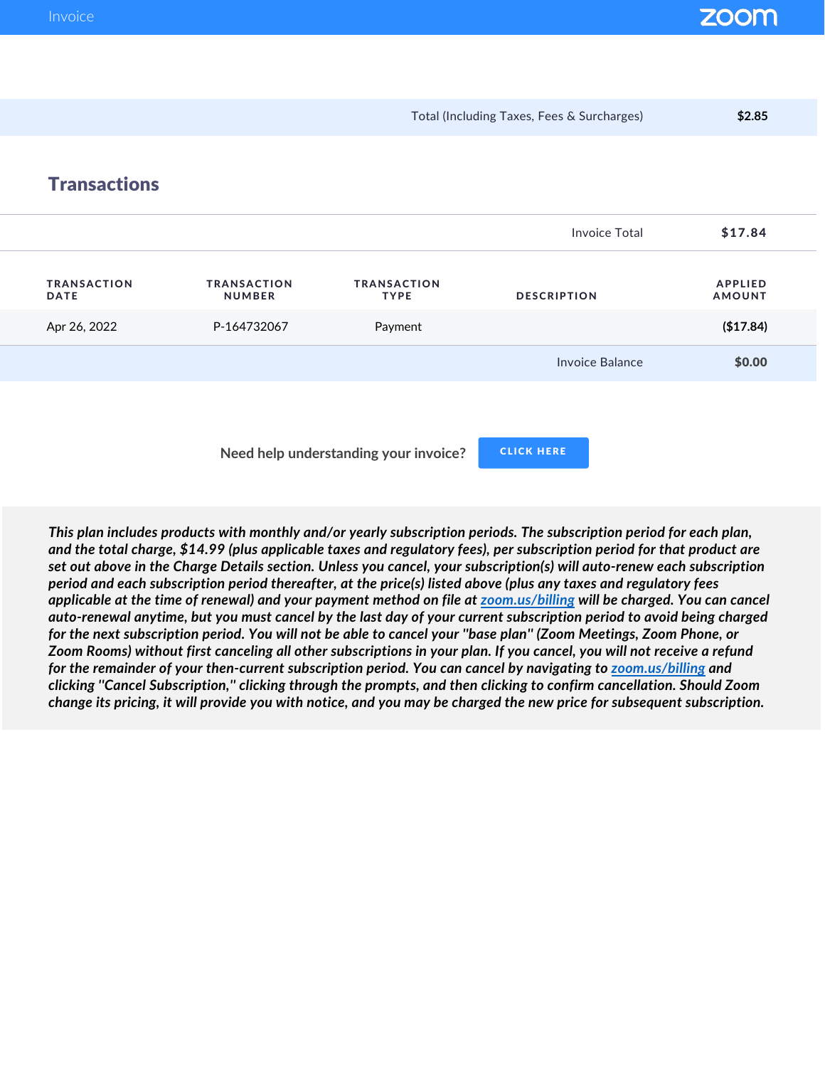| | |
|---|---|
| Total (Including Taxes, Fees & Surcharges) | **$2.85** |

## Transactions

| | |
|---|---|
| Invoice Total | **$17.84** |

| TRANSACTION DATE | TRANSACTION NUMBER | TRANSACTION TYPE | DESCRIPTION | APPLIED AMOUNT |
|---|---|---|---|---|
| Apr 26, 2022 | P-164732067 | Payment | | **($17.84)** |
| | | | Invoice Balance | **$0.00** |

Need help understanding your invoice? CLICK HERE

***This plan includes products with monthly and/or yearly subscription periods. The subscription period for each plan, and the total charge, $14.99 (plus applicable taxes and regulatory fees), per subscription period for that product are set out above in the Charge Details section. Unless you cancel, your subscription(s) will auto-renew each subscription period and each subscription period thereafter, at the price(s) listed above (plus any taxes and regulatory fees applicable at the time of renewal) and your payment method on file at [zoom.us/billing](zoom.us/billing) will be charged. You can cancel auto-renewal anytime, but you must cancel by the last day of your current subscription period to avoid being charged for the next subscription period. You will not be able to cancel your "base plan" (Zoom Meetings, Zoom Phone, or Zoom Rooms) without first canceling all other subscriptions in your plan. If you cancel, you will not receive a refund for the remainder of your then-current subscription period. You can cancel by navigating to [zoom.us/billing](zoom.us/billing) and clicking "Cancel Subscription," clicking through the prompts, and then clicking to confirm cancellation. Should Zoom change its pricing, it will provide you with notice, and you may be charged the new price for subsequent subscription.***